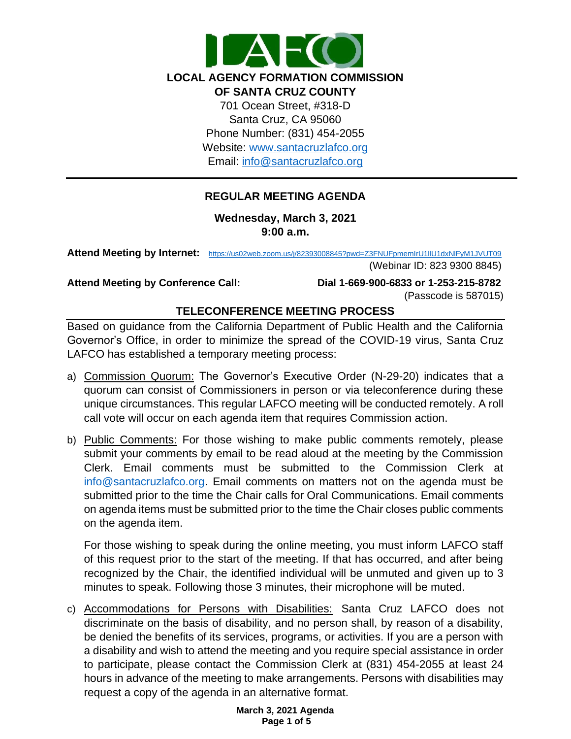# LOCAL AGENCY FORMATION COMMISSION OF SANTA CRUZ COUNTY

701 Ocean Street, #318-D
Santa Cruz, CA 95060
Phone Number: (831) 454-2055
Website: www.santacruzlafco.org
Email: info@santacruzlafco.org

## REGULAR MEETING AGENDA

**Wednesday, March 3, 2021**
**9:00 a.m.**

**Attend Meeting by Internet:** https://us02web.zoom.us/j/82393008845?pwd=Z3FNUFpmemIrU1lIU1dxNlFyM1JVUT09
(Webinar ID: 823 9300 8845)

**Attend Meeting by Conference Call:** **Dial 1-669-900-6833 or 1-253-215-8782**
(Passcode is 587015)

### TELECONFERENCE MEETING PROCESS

Based on guidance from the California Department of Public Health and the California Governor's Office, in order to minimize the spread of the COVID-19 virus, Santa Cruz LAFCO has established a temporary meeting process:

a) Commission Quorum: The Governor's Executive Order (N-29-20) indicates that a quorum can consist of Commissioners in person or via teleconference during these unique circumstances. This regular LAFCO meeting will be conducted remotely. A roll call vote will occur on each agenda item that requires Commission action.

b) Public Comments: For those wishing to make public comments remotely, please submit your comments by email to be read aloud at the meeting by the Commission Clerk. Email comments must be submitted to the Commission Clerk at info@santacruzlafco.org. Email comments on matters not on the agenda must be submitted prior to the time the Chair calls for Oral Communications. Email comments on agenda items must be submitted prior to the time the Chair closes public comments on the agenda item.

   For those wishing to speak during the online meeting, you must inform LAFCO staff of this request prior to the start of the meeting. If that has occurred, and after being recognized by the Chair, the identified individual will be unmuted and given up to 3 minutes to speak. Following those 3 minutes, their microphone will be muted.

c) Accommodations for Persons with Disabilities: Santa Cruz LAFCO does not discriminate on the basis of disability, and no person shall, by reason of a disability, be denied the benefits of its services, programs, or activities. If you are a person with a disability and wish to attend the meeting and you require special assistance in order to participate, please contact the Commission Clerk at (831) 454-2055 at least 24 hours in advance of the meeting to make arrangements. Persons with disabilities may request a copy of the agenda in an alternative format.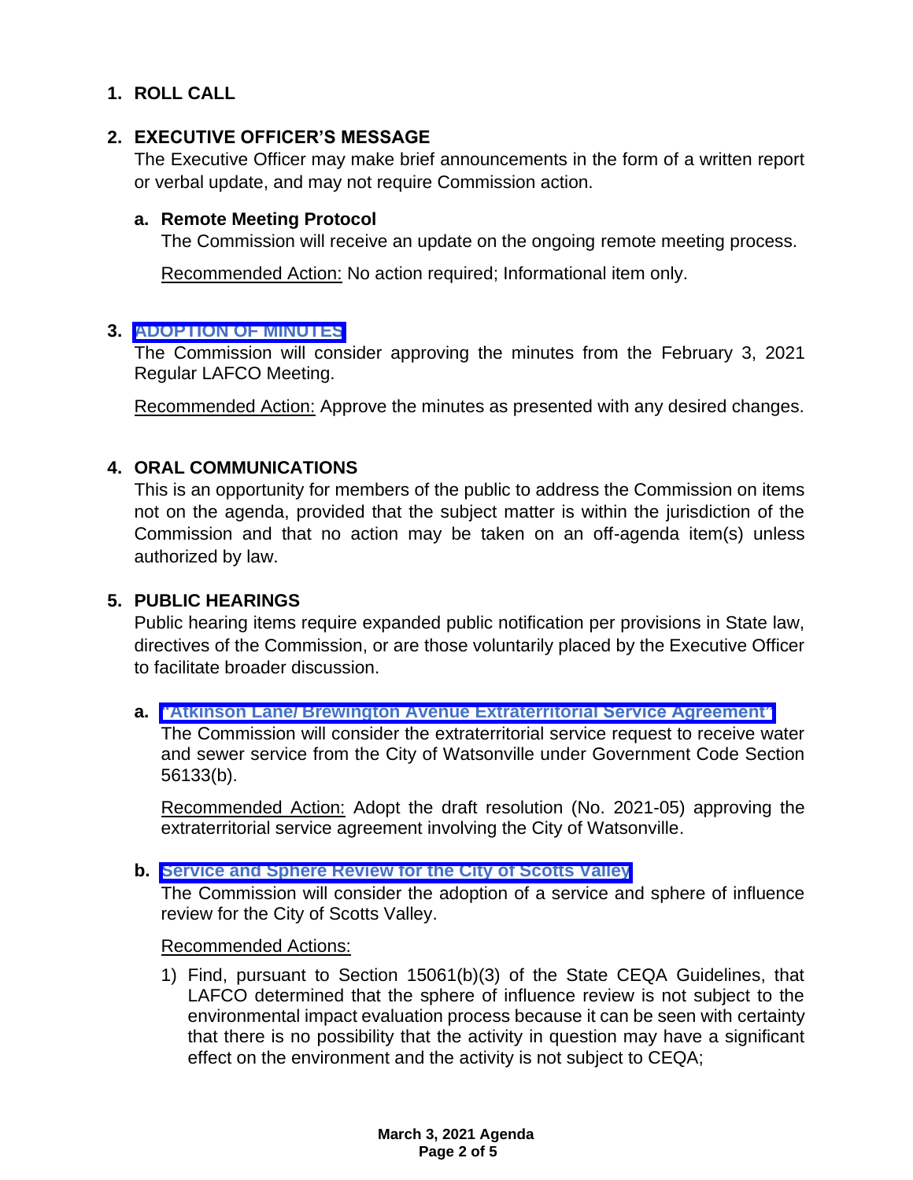## 1. ROLL CALL

## 2. EXECUTIVE OFFICER'S MESSAGE

The Executive Officer may make brief announcements in the form of a written report or verbal update, and may not require Commission action.

### a. Remote Meeting Protocol

The Commission will receive an update on the ongoing remote meeting process.

Recommended Action: No action required; Informational item only.

## 3. ADOPTION OF MINUTES

The Commission will consider approving the minutes from the February 3, 2021 Regular LAFCO Meeting.

Recommended Action: Approve the minutes as presented with any desired changes.

## 4. ORAL COMMUNICATIONS

This is an opportunity for members of the public to address the Commission on items not on the agenda, provided that the subject matter is within the jurisdiction of the Commission and that no action may be taken on an off-agenda item(s) unless authorized by law.

## 5. PUBLIC HEARINGS

Public hearing items require expanded public notification per provisions in State law, directives of the Commission, or are those voluntarily placed by the Executive Officer to facilitate broader discussion.

### a. "Atkinson Lane/ Brewington Avenue Extraterritorial Service Agreement"

The Commission will consider the extraterritorial service request to receive water and sewer service from the City of Watsonville under Government Code Section 56133(b).

Recommended Action: Adopt the draft resolution (No. 2021-05) approving the extraterritorial service agreement involving the City of Watsonville.

### b. Service and Sphere Review for the City of Scotts Valley

The Commission will consider the adoption of a service and sphere of influence review for the City of Scotts Valley.

Recommended Actions:

1) Find, pursuant to Section 15061(b)(3) of the State CEQA Guidelines, that LAFCO determined that the sphere of influence review is not subject to the environmental impact evaluation process because it can be seen with certainty that there is no possibility that the activity in question may have a significant effect on the environment and the activity is not subject to CEQA;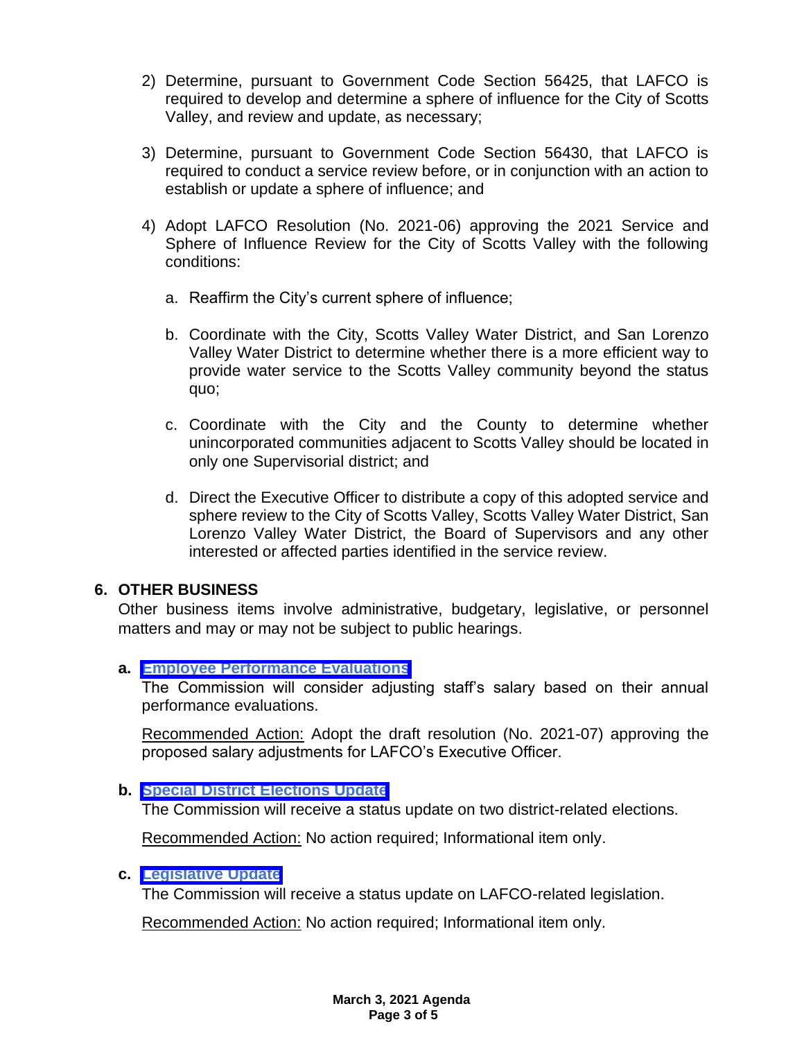2) Determine, pursuant to Government Code Section 56425, that LAFCO is required to develop and determine a sphere of influence for the City of Scotts Valley, and review and update, as necessary;

3) Determine, pursuant to Government Code Section 56430, that LAFCO is required to conduct a service review before, or in conjunction with an action to establish or update a sphere of influence; and

4) Adopt LAFCO Resolution (No. 2021-06) approving the 2021 Service and Sphere of Influence Review for the City of Scotts Valley with the following conditions:

   a. Reaffirm the City's current sphere of influence;

   b. Coordinate with the City, Scotts Valley Water District, and San Lorenzo Valley Water District to determine whether there is a more efficient way to provide water service to the Scotts Valley community beyond the status quo;

   c. Coordinate with the City and the County to determine whether unincorporated communities adjacent to Scotts Valley should be located in only one Supervisorial district; and

   d. Direct the Executive Officer to distribute a copy of this adopted service and sphere review to the City of Scotts Valley, Scotts Valley Water District, San Lorenzo Valley Water District, the Board of Supervisors and any other interested or affected parties identified in the service review.

## 6. OTHER BUSINESS

Other business items involve administrative, budgetary, legislative, or personnel matters and may or may not be subject to public hearings.

**a.** **Employee Performance Evaluations**

The Commission will consider adjusting staff's salary based on their annual performance evaluations.

Recommended Action: Adopt the draft resolution (No. 2021-07) approving the proposed salary adjustments for LAFCO's Executive Officer.

**b.** **Special District Elections Update**

The Commission will receive a status update on two district-related elections.

Recommended Action: No action required; Informational item only.

**c.** **Legislative Update**

The Commission will receive a status update on LAFCO-related legislation.

Recommended Action: No action required; Informational item only.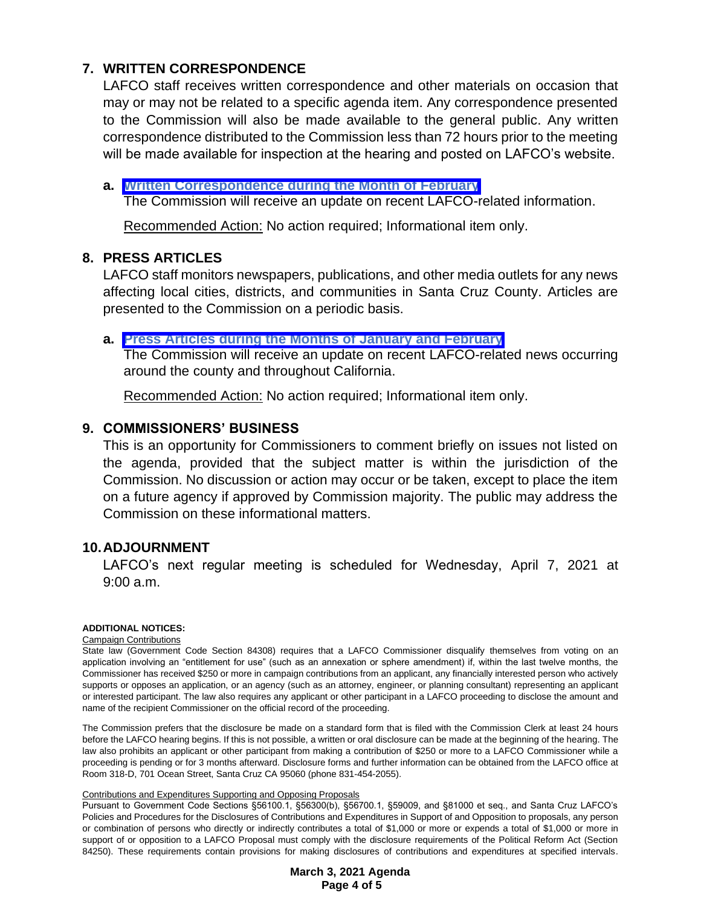## 7. WRITTEN CORRESPONDENCE

LAFCO staff receives written correspondence and other materials on occasion that may or may not be related to a specific agenda item. Any correspondence presented to the Commission will also be made available to the general public. Any written correspondence distributed to the Commission less than 72 hours prior to the meeting will be made available for inspection at the hearing and posted on LAFCO's website.

**a. Written Correspondence during the Month of February**

The Commission will receive an update on recent LAFCO-related information.

Recommended Action: No action required; Informational item only.

## 8. PRESS ARTICLES

LAFCO staff monitors newspapers, publications, and other media outlets for any news affecting local cities, districts, and communities in Santa Cruz County. Articles are presented to the Commission on a periodic basis.

**a. Press Articles during the Months of January and February**

The Commission will receive an update on recent LAFCO-related news occurring around the county and throughout California.

Recommended Action: No action required; Informational item only.

## 9. COMMISSIONERS' BUSINESS

This is an opportunity for Commissioners to comment briefly on issues not listed on the agenda, provided that the subject matter is within the jurisdiction of the Commission. No discussion or action may occur or be taken, except to place the item on a future agency if approved by Commission majority. The public may address the Commission on these informational matters.

## 10. ADJOURNMENT

LAFCO's next regular meeting is scheduled for Wednesday, April 7, 2021 at 9:00 a.m.

**ADDITIONAL NOTICES:**

Campaign Contributions

State law (Government Code Section 84308) requires that a LAFCO Commissioner disqualify themselves from voting on an application involving an "entitlement for use" (such as an annexation or sphere amendment) if, within the last twelve months, the Commissioner has received $250 or more in campaign contributions from an applicant, any financially interested person who actively supports or opposes an application, or an agency (such as an attorney, engineer, or planning consultant) representing an applicant or interested participant. The law also requires any applicant or other participant in a LAFCO proceeding to disclose the amount and name of the recipient Commissioner on the official record of the proceeding.

The Commission prefers that the disclosure be made on a standard form that is filed with the Commission Clerk at least 24 hours before the LAFCO hearing begins. If this is not possible, a written or oral disclosure can be made at the beginning of the hearing. The law also prohibits an applicant or other participant from making a contribution of $250 or more to a LAFCO Commissioner while a proceeding is pending or for 3 months afterward. Disclosure forms and further information can be obtained from the LAFCO office at Room 318-D, 701 Ocean Street, Santa Cruz CA 95060 (phone 831-454-2055).

Contributions and Expenditures Supporting and Opposing Proposals

Pursuant to Government Code Sections §56100.1, §56300(b), §56700.1, §59009, and §81000 et seq., and Santa Cruz LAFCO's Policies and Procedures for the Disclosures of Contributions and Expenditures in Support of and Opposition to proposals, any person or combination of persons who directly or indirectly contributes a total of $1,000 or more or expends a total of $1,000 or more in support of or opposition to a LAFCO Proposal must comply with the disclosure requirements of the Political Reform Act (Section 84250). These requirements contain provisions for making disclosures of contributions and expenditures at specified intervals.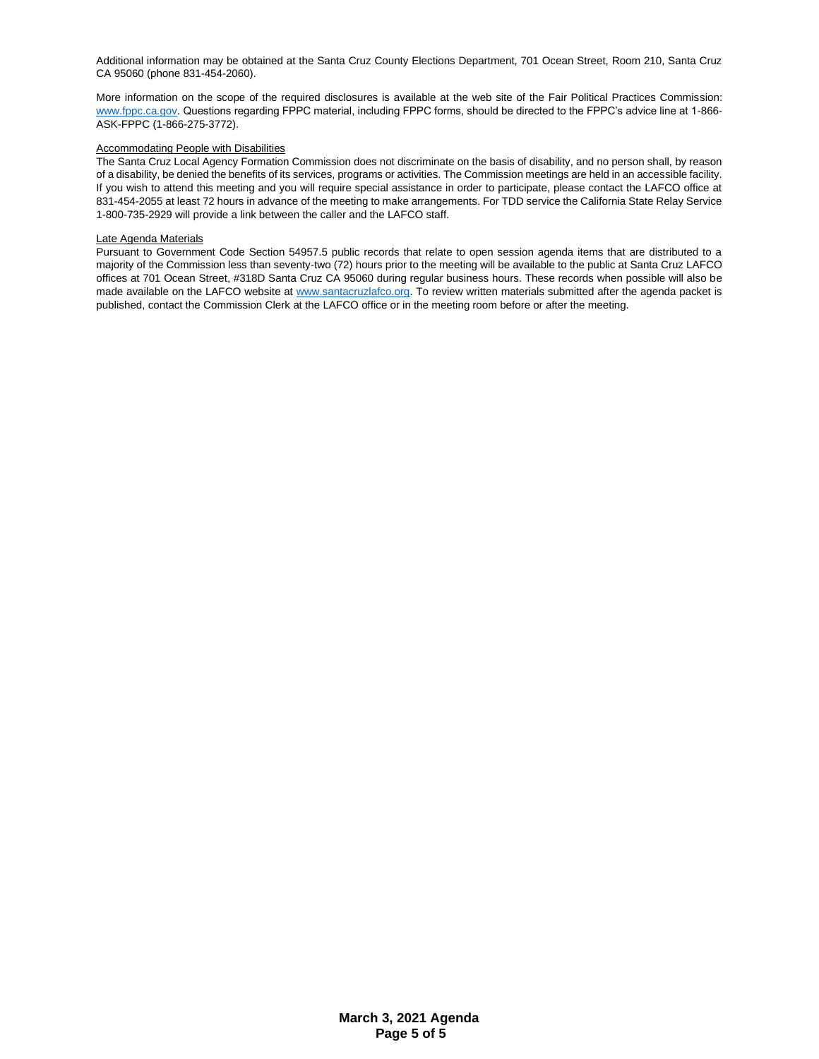Additional information may be obtained at the Santa Cruz County Elections Department, 701 Ocean Street, Room 210, Santa Cruz CA 95060 (phone 831-454-2060).

More information on the scope of the required disclosures is available at the web site of the Fair Political Practices Commission: www.fppc.ca.gov. Questions regarding FPPC material, including FPPC forms, should be directed to the FPPC's advice line at 1-866-ASK-FPPC (1-866-275-3772).

Accommodating People with Disabilities

The Santa Cruz Local Agency Formation Commission does not discriminate on the basis of disability, and no person shall, by reason of a disability, be denied the benefits of its services, programs or activities. The Commission meetings are held in an accessible facility. If you wish to attend this meeting and you will require special assistance in order to participate, please contact the LAFCO office at 831-454-2055 at least 72 hours in advance of the meeting to make arrangements. For TDD service the California State Relay Service 1-800-735-2929 will provide a link between the caller and the LAFCO staff.

Late Agenda Materials

Pursuant to Government Code Section 54957.5 public records that relate to open session agenda items that are distributed to a majority of the Commission less than seventy-two (72) hours prior to the meeting will be available to the public at Santa Cruz LAFCO offices at 701 Ocean Street, #318D Santa Cruz CA 95060 during regular business hours. These records when possible will also be made available on the LAFCO website at www.santacruzlafco.org. To review written materials submitted after the agenda packet is published, contact the Commission Clerk at the LAFCO office or in the meeting room before or after the meeting.